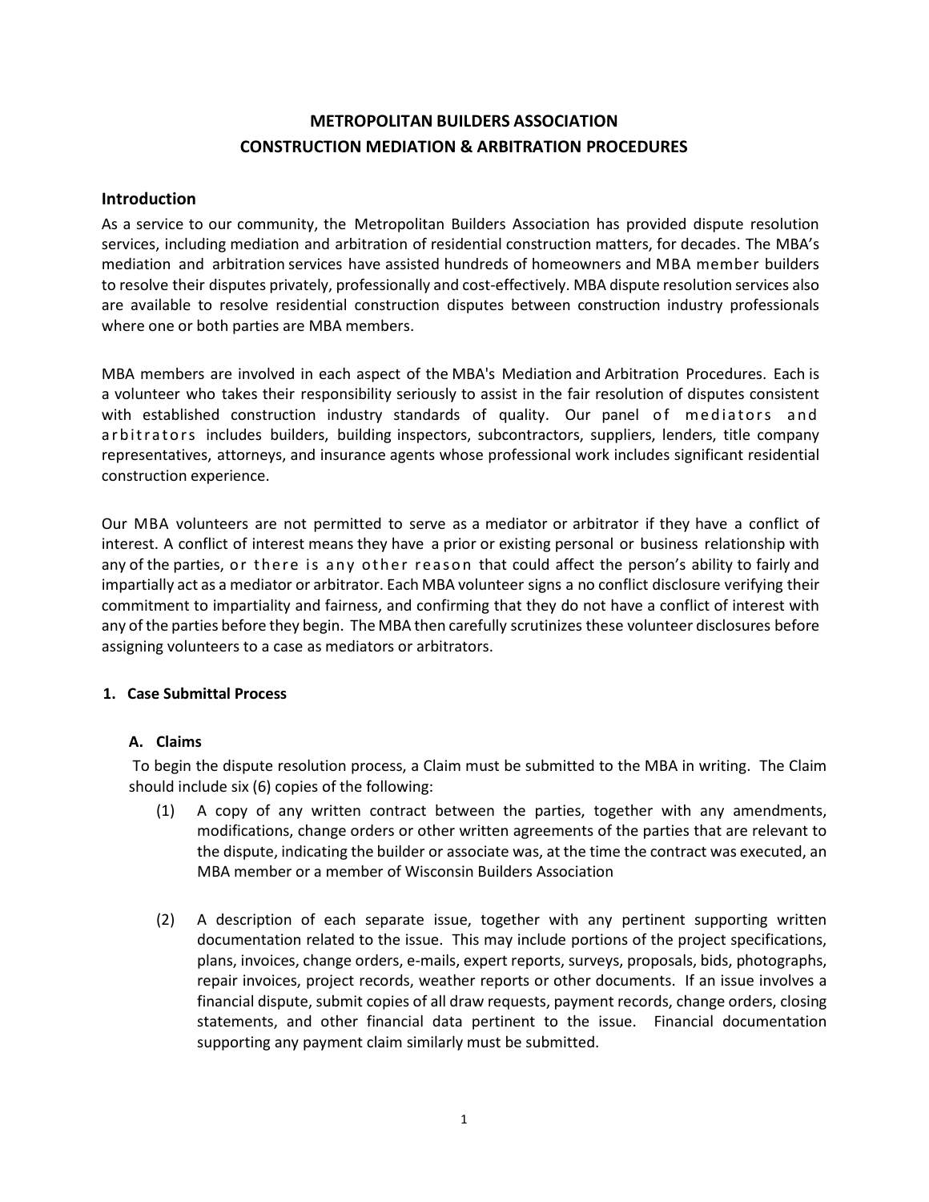# METROPOLITAN BUILDERS ASSOCIATION
# CONSTRUCTION MEDIATION & ARBITRATION PROCEDURES

## Introduction

As a service to our community, the Metropolitan Builders Association has provided dispute resolution services, including mediation and arbitration of residential construction matters, for decades. The MBA's mediation and arbitration services have assisted hundreds of homeowners and MBA member builders to resolve their disputes privately, professionally and cost-effectively. MBA dispute resolution services also are available to resolve residential construction disputes between construction industry professionals where one or both parties are MBA members.

MBA members are involved in each aspect of the MBA's Mediation and Arbitration Procedures. Each is a volunteer who takes their responsibility seriously to assist in the fair resolution of disputes consistent with established construction industry standards of quality. Our panel of mediators and arbitrators includes builders, building inspectors, subcontractors, suppliers, lenders, title company representatives, attorneys, and insurance agents whose professional work includes significant residential construction experience.

Our MBA volunteers are not permitted to serve as a mediator or arbitrator if they have a conflict of interest. A conflict of interest means they have a prior or existing personal or business relationship with any of the parties, or there is any other reason that could affect the person's ability to fairly and impartially act as a mediator or arbitrator. Each MBA volunteer signs a no conflict disclosure verifying their commitment to impartiality and fairness, and confirming that they do not have a conflict of interest with any of the parties before they begin. The MBA then carefully scrutinizes these volunteer disclosures before assigning volunteers to a case as mediators or arbitrators.

### 1. Case Submittal Process

#### A. Claims

To begin the dispute resolution process, a Claim must be submitted to the MBA in writing. The Claim should include six (6) copies of the following:

(1) A copy of any written contract between the parties, together with any amendments, modifications, change orders or other written agreements of the parties that are relevant to the dispute, indicating the builder or associate was, at the time the contract was executed, an MBA member or a member of Wisconsin Builders Association

(2) A description of each separate issue, together with any pertinent supporting written documentation related to the issue. This may include portions of the project specifications, plans, invoices, change orders, e-mails, expert reports, surveys, proposals, bids, photographs, repair invoices, project records, weather reports or other documents. If an issue involves a financial dispute, submit copies of all draw requests, payment records, change orders, closing statements, and other financial data pertinent to the issue. Financial documentation supporting any payment claim similarly must be submitted.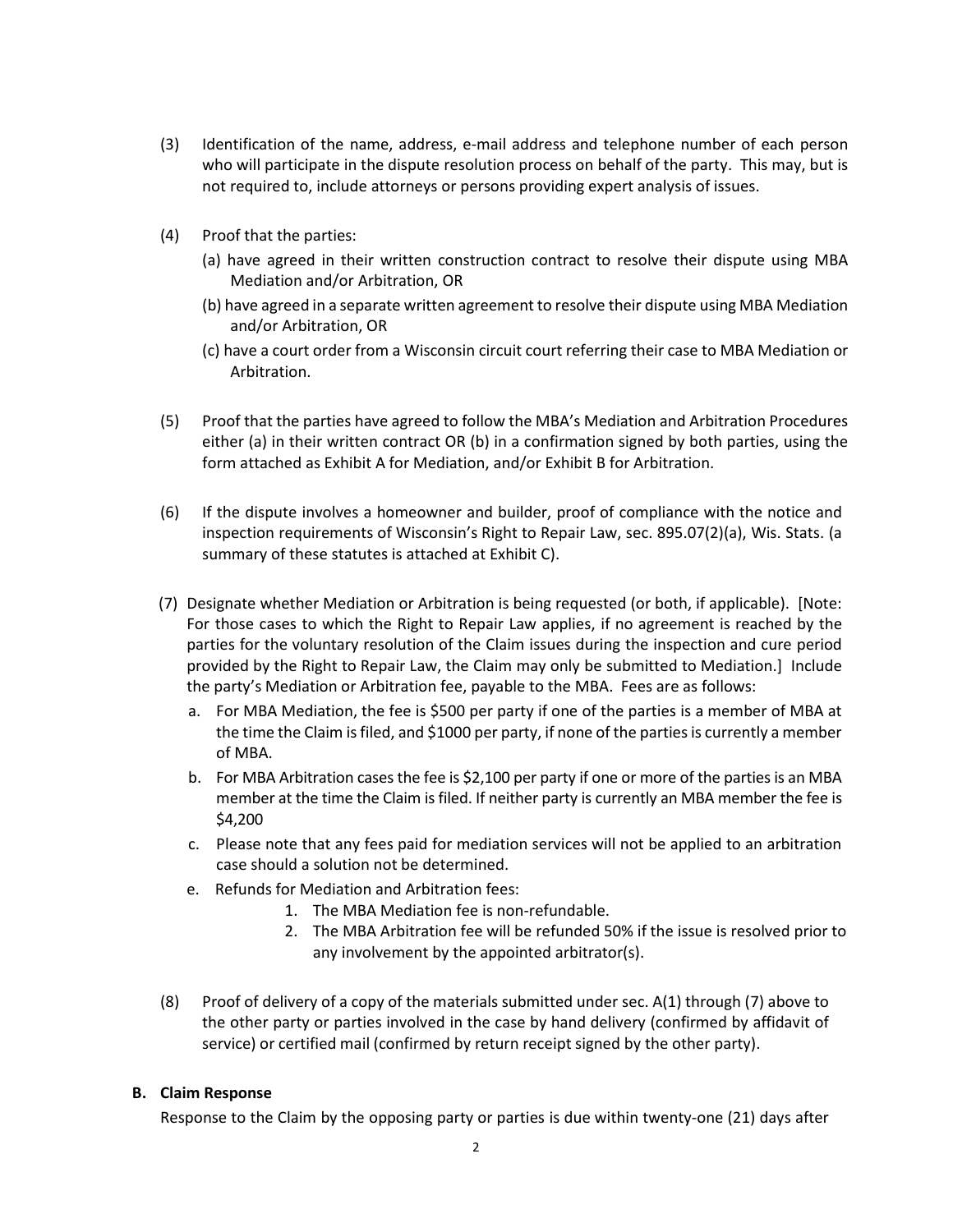(3) Identification of the name, address, e-mail address and telephone number of each person who will participate in the dispute resolution process on behalf of the party. This may, but is not required to, include attorneys or persons providing expert analysis of issues.

(4) Proof that the parties:

   (a) have agreed in their written construction contract to resolve their dispute using MBA Mediation and/or Arbitration, OR

   (b) have agreed in a separate written agreement to resolve their dispute using MBA Mediation and/or Arbitration, OR

   (c) have a court order from a Wisconsin circuit court referring their case to MBA Mediation or Arbitration.

(5) Proof that the parties have agreed to follow the MBA's Mediation and Arbitration Procedures either (a) in their written contract OR (b) in a confirmation signed by both parties, using the form attached as Exhibit A for Mediation, and/or Exhibit B for Arbitration.

(6) If the dispute involves a homeowner and builder, proof of compliance with the notice and inspection requirements of Wisconsin's Right to Repair Law, sec. 895.07(2)(a), Wis. Stats. (a summary of these statutes is attached at Exhibit C).

(7) Designate whether Mediation or Arbitration is being requested (or both, if applicable). [Note: For those cases to which the Right to Repair Law applies, if no agreement is reached by the parties for the voluntary resolution of the Claim issues during the inspection and cure period provided by the Right to Repair Law, the Claim may only be submitted to Mediation.] Include the party's Mediation or Arbitration fee, payable to the MBA. Fees are as follows:

   a. For MBA Mediation, the fee is $500 per party if one of the parties is a member of MBA at the time the Claim is filed, and $1000 per party, if none of the parties is currently a member of MBA.

   b. For MBA Arbitration cases the fee is $2,100 per party if one or more of the parties is an MBA member at the time the Claim is filed. If neither party is currently an MBA member the fee is $4,200

   c. Please note that any fees paid for mediation services will not be applied to an arbitration case should a solution not be determined.

   e. Refunds for Mediation and Arbitration fees:

      1. The MBA Mediation fee is non-refundable.
      2. The MBA Arbitration fee will be refunded 50% if the issue is resolved prior to any involvement by the appointed arbitrator(s).

(8) Proof of delivery of a copy of the materials submitted under sec. A(1) through (7) above to the other party or parties involved in the case by hand delivery (confirmed by affidavit of service) or certified mail (confirmed by return receipt signed by the other party).

**B. Claim Response**

Response to the Claim by the opposing party or parties is due within twenty-one (21) days after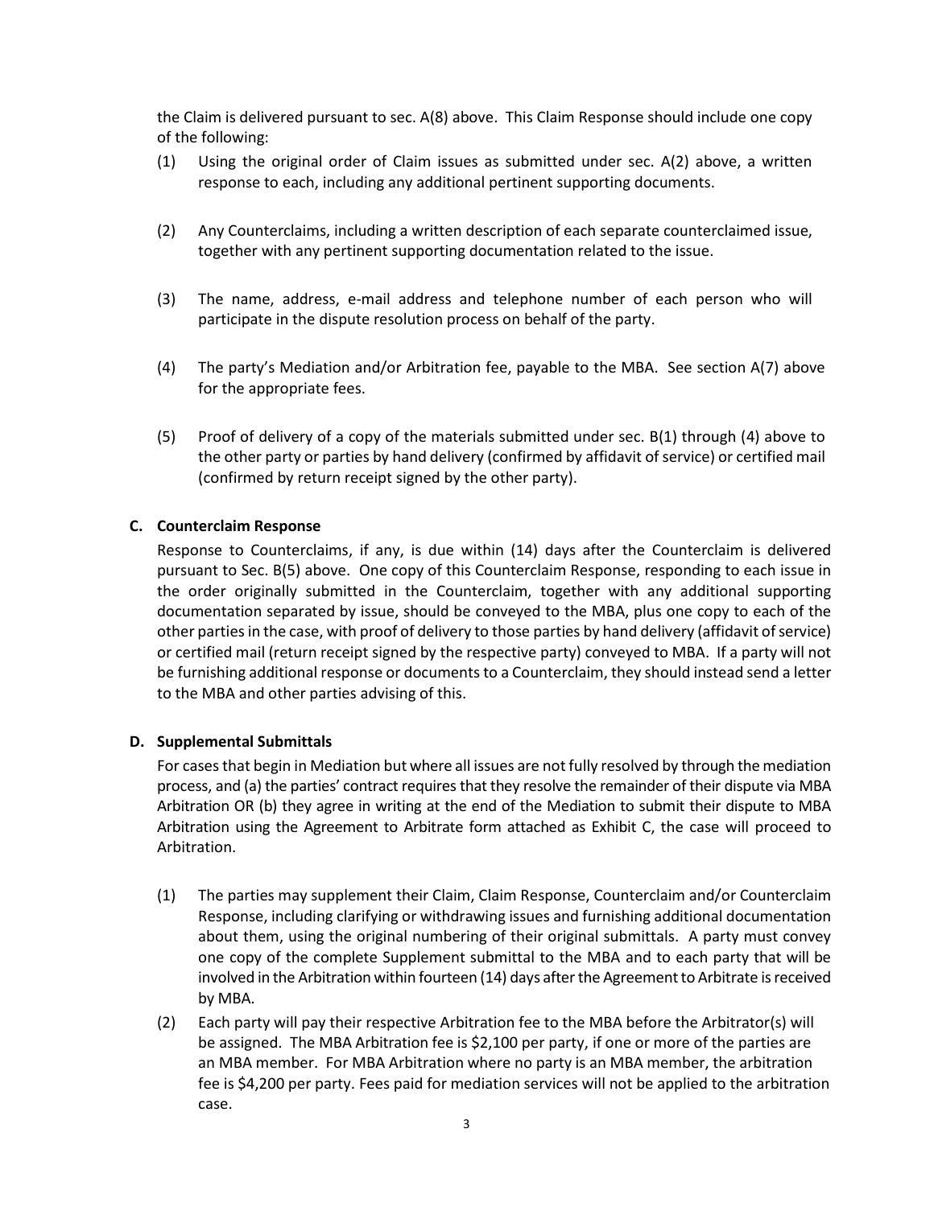the Claim is delivered pursuant to sec. A(8) above. This Claim Response should include one copy of the following:

(1) Using the original order of Claim issues as submitted under sec. A(2) above, a written response to each, including any additional pertinent supporting documents.

(2) Any Counterclaims, including a written description of each separate counterclaimed issue, together with any pertinent supporting documentation related to the issue.

(3) The name, address, e-mail address and telephone number of each person who will participate in the dispute resolution process on behalf of the party.

(4) The party's Mediation and/or Arbitration fee, payable to the MBA. See section A(7) above for the appropriate fees.

(5) Proof of delivery of a copy of the materials submitted under sec. B(1) through (4) above to the other party or parties by hand delivery (confirmed by affidavit of service) or certified mail (confirmed by return receipt signed by the other party).

**C. Counterclaim Response**

Response to Counterclaims, if any, is due within (14) days after the Counterclaim is delivered pursuant to Sec. B(5) above. One copy of this Counterclaim Response, responding to each issue in the order originally submitted in the Counterclaim, together with any additional supporting documentation separated by issue, should be conveyed to the MBA, plus one copy to each of the other parties in the case, with proof of delivery to those parties by hand delivery (affidavit of service) or certified mail (return receipt signed by the respective party) conveyed to MBA. If a party will not be furnishing additional response or documents to a Counterclaim, they should instead send a letter to the MBA and other parties advising of this.

**D. Supplemental Submittals**

For cases that begin in Mediation but where all issues are not fully resolved by through the mediation process, and (a) the parties' contract requires that they resolve the remainder of their dispute via MBA Arbitration OR (b) they agree in writing at the end of the Mediation to submit their dispute to MBA Arbitration using the Agreement to Arbitrate form attached as Exhibit C, the case will proceed to Arbitration.

(1) The parties may supplement their Claim, Claim Response, Counterclaim and/or Counterclaim Response, including clarifying or withdrawing issues and furnishing additional documentation about them, using the original numbering of their original submittals. A party must convey one copy of the complete Supplement submittal to the MBA and to each party that will be involved in the Arbitration within fourteen (14) days after the Agreement to Arbitrate is received by MBA.

(2) Each party will pay their respective Arbitration fee to the MBA before the Arbitrator(s) will be assigned. The MBA Arbitration fee is $2,100 per party, if one or more of the parties are an MBA member. For MBA Arbitration where no party is an MBA member, the arbitration fee is $4,200 per party. Fees paid for mediation services will not be applied to the arbitration case.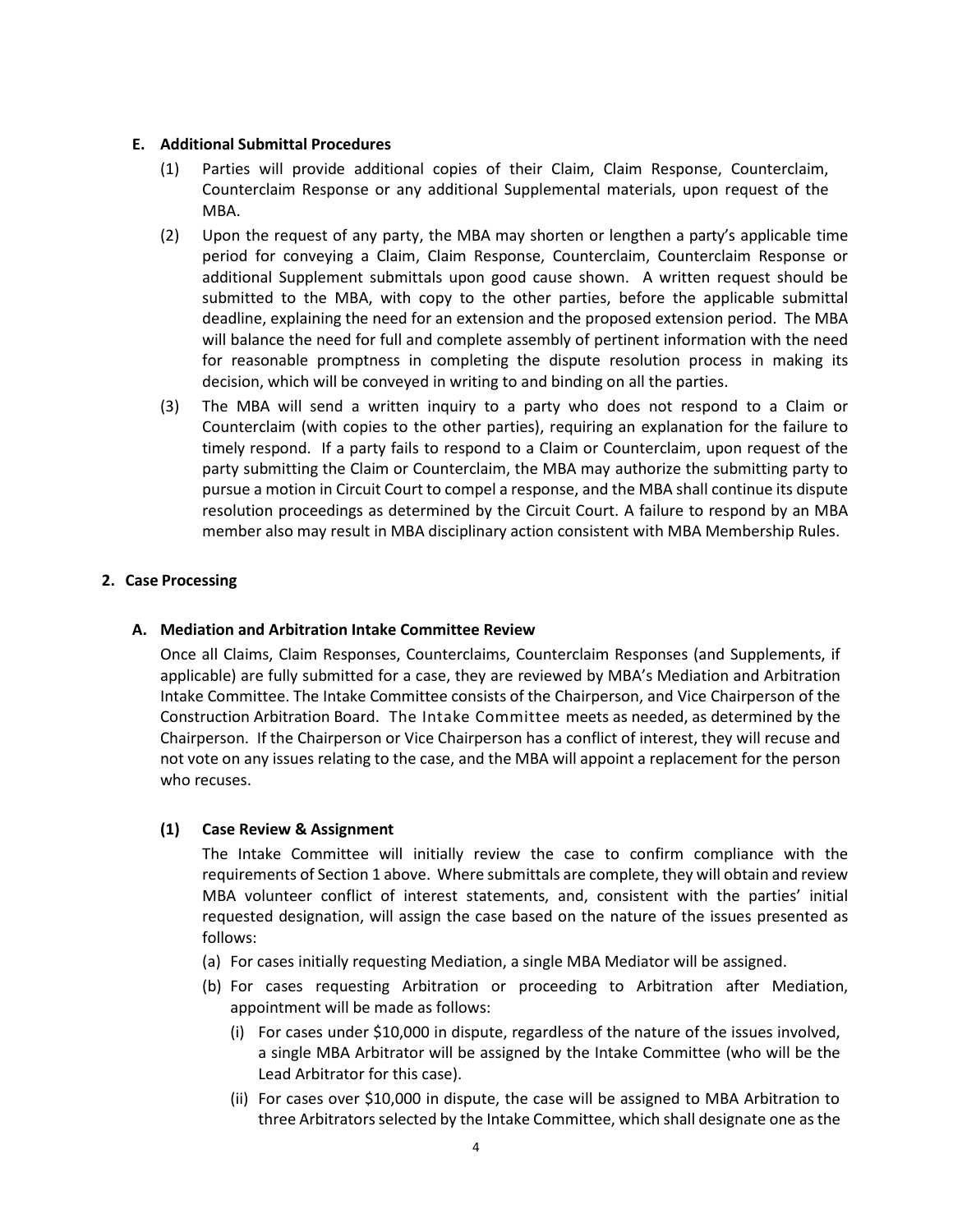**E. Additional Submittal Procedures**

(1) Parties will provide additional copies of their Claim, Claim Response, Counterclaim, Counterclaim Response or any additional Supplemental materials, upon request of the MBA.

(2) Upon the request of any party, the MBA may shorten or lengthen a party's applicable time period for conveying a Claim, Claim Response, Counterclaim, Counterclaim Response or additional Supplement submittals upon good cause shown. A written request should be submitted to the MBA, with copy to the other parties, before the applicable submittal deadline, explaining the need for an extension and the proposed extension period. The MBA will balance the need for full and complete assembly of pertinent information with the need for reasonable promptness in completing the dispute resolution process in making its decision, which will be conveyed in writing to and binding on all the parties.

(3) The MBA will send a written inquiry to a party who does not respond to a Claim or Counterclaim (with copies to the other parties), requiring an explanation for the failure to timely respond. If a party fails to respond to a Claim or Counterclaim, upon request of the party submitting the Claim or Counterclaim, the MBA may authorize the submitting party to pursue a motion in Circuit Court to compel a response, and the MBA shall continue its dispute resolution proceedings as determined by the Circuit Court. A failure to respond by an MBA member also may result in MBA disciplinary action consistent with MBA Membership Rules.

**2. Case Processing**

**A. Mediation and Arbitration Intake Committee Review**

Once all Claims, Claim Responses, Counterclaims, Counterclaim Responses (and Supplements, if applicable) are fully submitted for a case, they are reviewed by MBA's Mediation and Arbitration Intake Committee. The Intake Committee consists of the Chairperson, and Vice Chairperson of the Construction Arbitration Board. The Intake Committee meets as needed, as determined by the Chairperson. If the Chairperson or Vice Chairperson has a conflict of interest, they will recuse and not vote on any issues relating to the case, and the MBA will appoint a replacement for the person who recuses.

**(1) Case Review & Assignment**

The Intake Committee will initially review the case to confirm compliance with the requirements of Section 1 above. Where submittals are complete, they will obtain and review MBA volunteer conflict of interest statements, and, consistent with the parties' initial requested designation, will assign the case based on the nature of the issues presented as follows:

(a) For cases initially requesting Mediation, a single MBA Mediator will be assigned.

(b) For cases requesting Arbitration or proceeding to Arbitration after Mediation, appointment will be made as follows:

(i) For cases under $10,000 in dispute, regardless of the nature of the issues involved, a single MBA Arbitrator will be assigned by the Intake Committee (who will be the Lead Arbitrator for this case).

(ii) For cases over $10,000 in dispute, the case will be assigned to MBA Arbitration to three Arbitrators selected by the Intake Committee, which shall designate one as the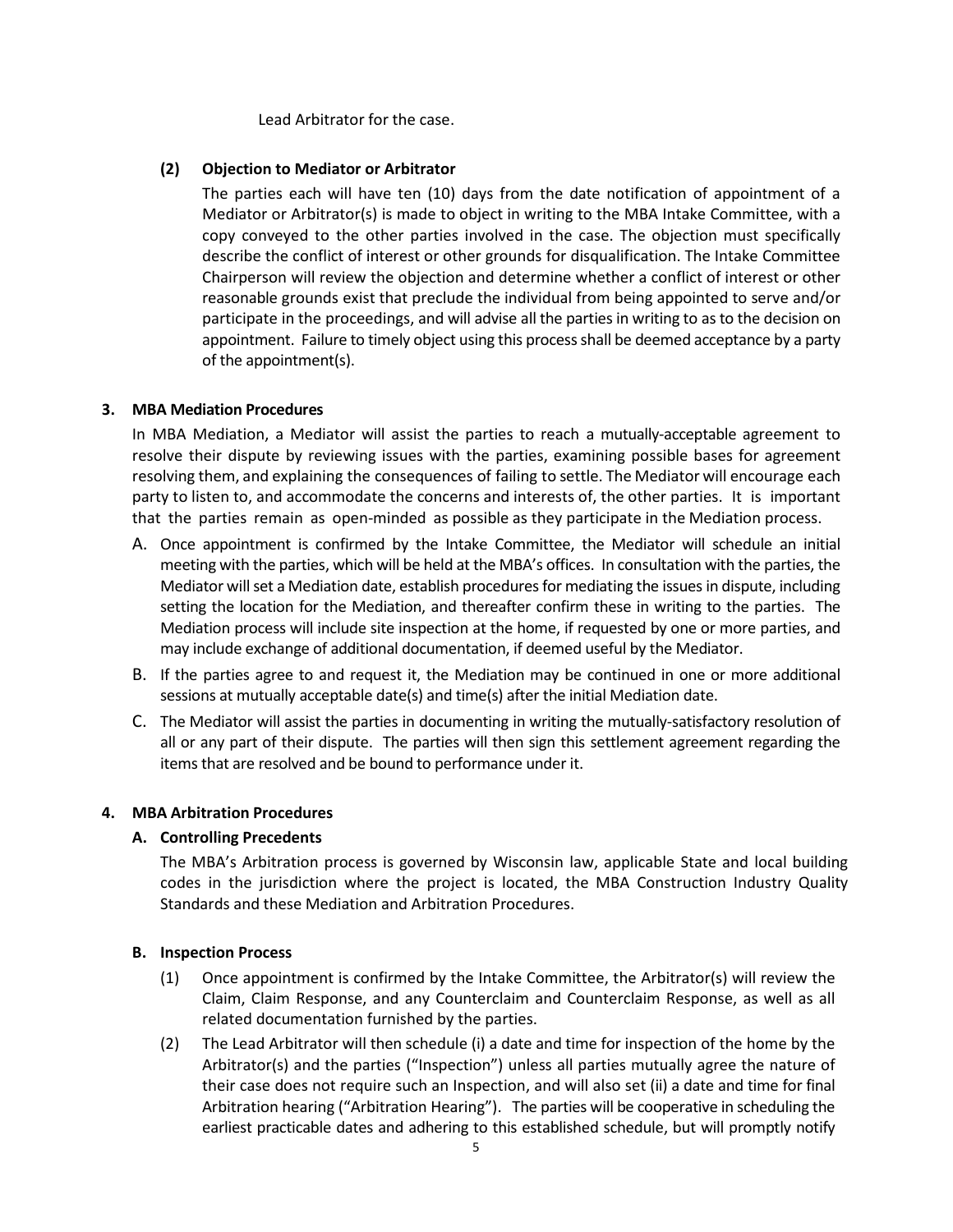Lead Arbitrator for the case.

**(2) Objection to Mediator or Arbitrator**

The parties each will have ten (10) days from the date notification of appointment of a Mediator or Arbitrator(s) is made to object in writing to the MBA Intake Committee, with a copy conveyed to the other parties involved in the case. The objection must specifically describe the conflict of interest or other grounds for disqualification. The Intake Committee Chairperson will review the objection and determine whether a conflict of interest or other reasonable grounds exist that preclude the individual from being appointed to serve and/or participate in the proceedings, and will advise all the parties in writing to as to the decision on appointment. Failure to timely object using this process shall be deemed acceptance by a party of the appointment(s).

## 3. MBA Mediation Procedures

In MBA Mediation, a Mediator will assist the parties to reach a mutually-acceptable agreement to resolve their dispute by reviewing issues with the parties, examining possible bases for agreement resolving them, and explaining the consequences of failing to settle. The Mediator will encourage each party to listen to, and accommodate the concerns and interests of, the other parties. It is important that the parties remain as open-minded as possible as they participate in the Mediation process.

A. Once appointment is confirmed by the Intake Committee, the Mediator will schedule an initial meeting with the parties, which will be held at the MBA's offices. In consultation with the parties, the Mediator will set a Mediation date, establish procedures for mediating the issues in dispute, including setting the location for the Mediation, and thereafter confirm these in writing to the parties. The Mediation process will include site inspection at the home, if requested by one or more parties, and may include exchange of additional documentation, if deemed useful by the Mediator.

B. If the parties agree to and request it, the Mediation may be continued in one or more additional sessions at mutually acceptable date(s) and time(s) after the initial Mediation date.

C. The Mediator will assist the parties in documenting in writing the mutually-satisfactory resolution of all or any part of their dispute. The parties will then sign this settlement agreement regarding the items that are resolved and be bound to performance under it.

## 4. MBA Arbitration Procedures

### A. Controlling Precedents

The MBA's Arbitration process is governed by Wisconsin law, applicable State and local building codes in the jurisdiction where the project is located, the MBA Construction Industry Quality Standards and these Mediation and Arbitration Procedures.

### B. Inspection Process

(1) Once appointment is confirmed by the Intake Committee, the Arbitrator(s) will review the Claim, Claim Response, and any Counterclaim and Counterclaim Response, as well as all related documentation furnished by the parties.

(2) The Lead Arbitrator will then schedule (i) a date and time for inspection of the home by the Arbitrator(s) and the parties ("Inspection") unless all parties mutually agree the nature of their case does not require such an Inspection, and will also set (ii) a date and time for final Arbitration hearing ("Arbitration Hearing"). The parties will be cooperative in scheduling the earliest practicable dates and adhering to this established schedule, but will promptly notify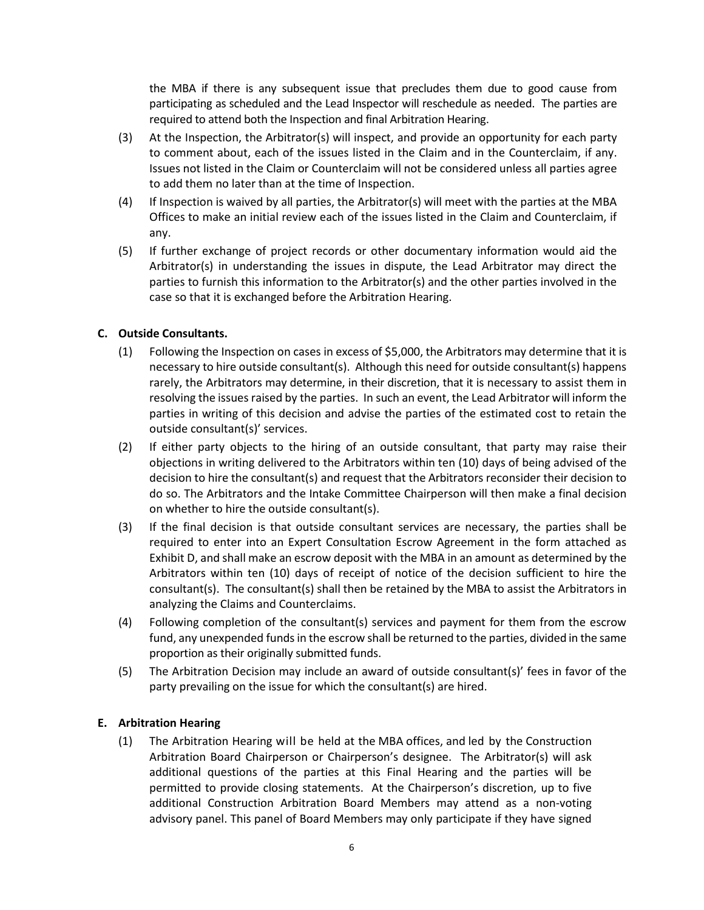the MBA if there is any subsequent issue that precludes them due to good cause from participating as scheduled and the Lead Inspector will reschedule as needed. The parties are required to attend both the Inspection and final Arbitration Hearing.

(3) At the Inspection, the Arbitrator(s) will inspect, and provide an opportunity for each party to comment about, each of the issues listed in the Claim and in the Counterclaim, if any. Issues not listed in the Claim or Counterclaim will not be considered unless all parties agree to add them no later than at the time of Inspection.

(4) If Inspection is waived by all parties, the Arbitrator(s) will meet with the parties at the MBA Offices to make an initial review each of the issues listed in the Claim and Counterclaim, if any.

(5) If further exchange of project records or other documentary information would aid the Arbitrator(s) in understanding the issues in dispute, the Lead Arbitrator may direct the parties to furnish this information to the Arbitrator(s) and the other parties involved in the case so that it is exchanged before the Arbitration Hearing.

**C. Outside Consultants.**

(1) Following the Inspection on cases in excess of $5,000, the Arbitrators may determine that it is necessary to hire outside consultant(s). Although this need for outside consultant(s) happens rarely, the Arbitrators may determine, in their discretion, that it is necessary to assist them in resolving the issues raised by the parties. In such an event, the Lead Arbitrator will inform the parties in writing of this decision and advise the parties of the estimated cost to retain the outside consultant(s)' services.

(2) If either party objects to the hiring of an outside consultant, that party may raise their objections in writing delivered to the Arbitrators within ten (10) days of being advised of the decision to hire the consultant(s) and request that the Arbitrators reconsider their decision to do so. The Arbitrators and the Intake Committee Chairperson will then make a final decision on whether to hire the outside consultant(s).

(3) If the final decision is that outside consultant services are necessary, the parties shall be required to enter into an Expert Consultation Escrow Agreement in the form attached as Exhibit D, and shall make an escrow deposit with the MBA in an amount as determined by the Arbitrators within ten (10) days of receipt of notice of the decision sufficient to hire the consultant(s). The consultant(s) shall then be retained by the MBA to assist the Arbitrators in analyzing the Claims and Counterclaims.

(4) Following completion of the consultant(s) services and payment for them from the escrow fund, any unexpended funds in the escrow shall be returned to the parties, divided in the same proportion as their originally submitted funds.

(5) The Arbitration Decision may include an award of outside consultant(s)' fees in favor of the party prevailing on the issue for which the consultant(s) are hired.

**E. Arbitration Hearing**

(1) The Arbitration Hearing will be held at the MBA offices, and led by the Construction Arbitration Board Chairperson or Chairperson's designee. The Arbitrator(s) will ask additional questions of the parties at this Final Hearing and the parties will be permitted to provide closing statements. At the Chairperson's discretion, up to five additional Construction Arbitration Board Members may attend as a non-voting advisory panel. This panel of Board Members may only participate if they have signed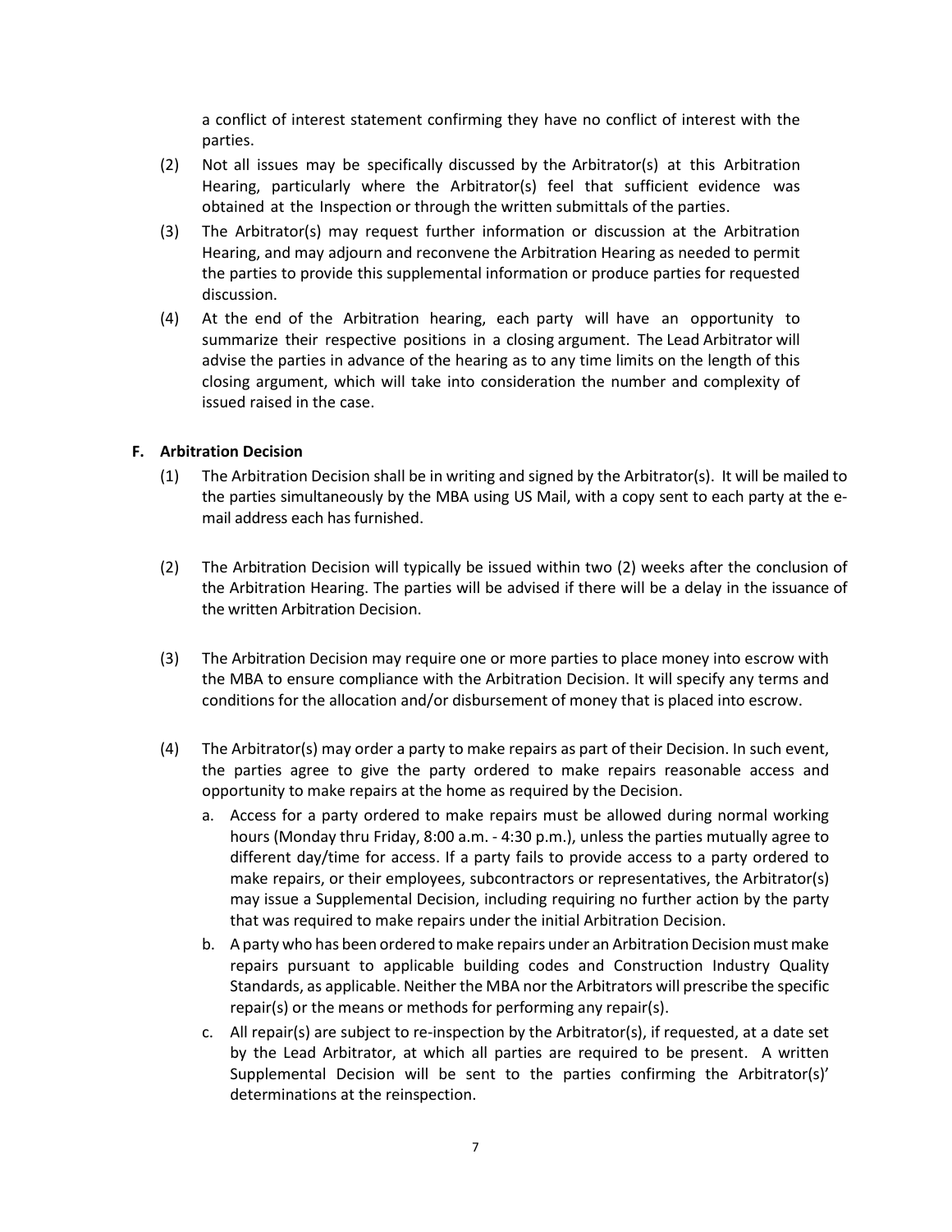a conflict of interest statement confirming they have no conflict of interest with the parties.

(2) Not all issues may be specifically discussed by the Arbitrator(s) at this Arbitration Hearing, particularly where the Arbitrator(s) feel that sufficient evidence was obtained at the Inspection or through the written submittals of the parties.

(3) The Arbitrator(s) may request further information or discussion at the Arbitration Hearing, and may adjourn and reconvene the Arbitration Hearing as needed to permit the parties to provide this supplemental information or produce parties for requested discussion.

(4) At the end of the Arbitration hearing, each party will have an opportunity to summarize their respective positions in a closing argument. The Lead Arbitrator will advise the parties in advance of the hearing as to any time limits on the length of this closing argument, which will take into consideration the number and complexity of issued raised in the case.

### F. Arbitration Decision

(1) The Arbitration Decision shall be in writing and signed by the Arbitrator(s). It will be mailed to the parties simultaneously by the MBA using US Mail, with a copy sent to each party at the e-mail address each has furnished.

(2) The Arbitration Decision will typically be issued within two (2) weeks after the conclusion of the Arbitration Hearing. The parties will be advised if there will be a delay in the issuance of the written Arbitration Decision.

(3) The Arbitration Decision may require one or more parties to place money into escrow with the MBA to ensure compliance with the Arbitration Decision. It will specify any terms and conditions for the allocation and/or disbursement of money that is placed into escrow.

(4) The Arbitrator(s) may order a party to make repairs as part of their Decision. In such event, the parties agree to give the party ordered to make repairs reasonable access and opportunity to make repairs at the home as required by the Decision.

   a. Access for a party ordered to make repairs must be allowed during normal working hours (Monday thru Friday, 8:00 a.m. - 4:30 p.m.), unless the parties mutually agree to different day/time for access. If a party fails to provide access to a party ordered to make repairs, or their employees, subcontractors or representatives, the Arbitrator(s) may issue a Supplemental Decision, including requiring no further action by the party that was required to make repairs under the initial Arbitration Decision.

   b. A party who has been ordered to make repairs under an Arbitration Decision must make repairs pursuant to applicable building codes and Construction Industry Quality Standards, as applicable. Neither the MBA nor the Arbitrators will prescribe the specific repair(s) or the means or methods for performing any repair(s).

   c. All repair(s) are subject to re-inspection by the Arbitrator(s), if requested, at a date set by the Lead Arbitrator, at which all parties are required to be present. A written Supplemental Decision will be sent to the parties confirming the Arbitrator(s)' determinations at the reinspection.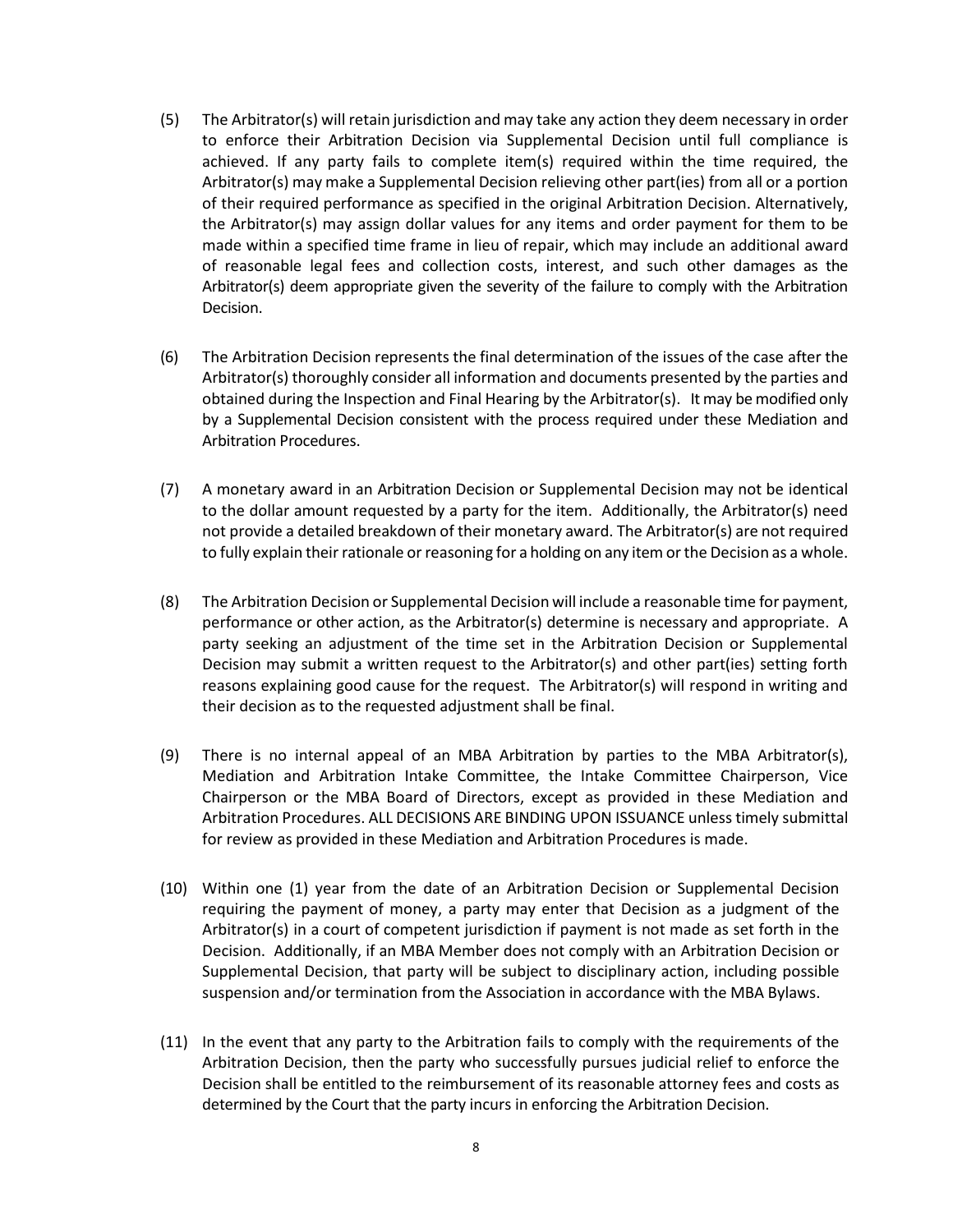(5) The Arbitrator(s) will retain jurisdiction and may take any action they deem necessary in order to enforce their Arbitration Decision via Supplemental Decision until full compliance is achieved. If any party fails to complete item(s) required within the time required, the Arbitrator(s) may make a Supplemental Decision relieving other part(ies) from all or a portion of their required performance as specified in the original Arbitration Decision. Alternatively, the Arbitrator(s) may assign dollar values for any items and order payment for them to be made within a specified time frame in lieu of repair, which may include an additional award of reasonable legal fees and collection costs, interest, and such other damages as the Arbitrator(s) deem appropriate given the severity of the failure to comply with the Arbitration Decision.

(6) The Arbitration Decision represents the final determination of the issues of the case after the Arbitrator(s) thoroughly consider all information and documents presented by the parties and obtained during the Inspection and Final Hearing by the Arbitrator(s). It may be modified only by a Supplemental Decision consistent with the process required under these Mediation and Arbitration Procedures.

(7) A monetary award in an Arbitration Decision or Supplemental Decision may not be identical to the dollar amount requested by a party for the item. Additionally, the Arbitrator(s) need not provide a detailed breakdown of their monetary award. The Arbitrator(s) are not required to fully explain their rationale or reasoning for a holding on any item or the Decision as a whole.

(8) The Arbitration Decision or Supplemental Decision will include a reasonable time for payment, performance or other action, as the Arbitrator(s) determine is necessary and appropriate. A party seeking an adjustment of the time set in the Arbitration Decision or Supplemental Decision may submit a written request to the Arbitrator(s) and other part(ies) setting forth reasons explaining good cause for the request. The Arbitrator(s) will respond in writing and their decision as to the requested adjustment shall be final.

(9) There is no internal appeal of an MBA Arbitration by parties to the MBA Arbitrator(s), Mediation and Arbitration Intake Committee, the Intake Committee Chairperson, Vice Chairperson or the MBA Board of Directors, except as provided in these Mediation and Arbitration Procedures. ALL DECISIONS ARE BINDING UPON ISSUANCE unless timely submittal for review as provided in these Mediation and Arbitration Procedures is made.

(10) Within one (1) year from the date of an Arbitration Decision or Supplemental Decision requiring the payment of money, a party may enter that Decision as a judgment of the Arbitrator(s) in a court of competent jurisdiction if payment is not made as set forth in the Decision. Additionally, if an MBA Member does not comply with an Arbitration Decision or Supplemental Decision, that party will be subject to disciplinary action, including possible suspension and/or termination from the Association in accordance with the MBA Bylaws.

(11) In the event that any party to the Arbitration fails to comply with the requirements of the Arbitration Decision, then the party who successfully pursues judicial relief to enforce the Decision shall be entitled to the reimbursement of its reasonable attorney fees and costs as determined by the Court that the party incurs in enforcing the Arbitration Decision.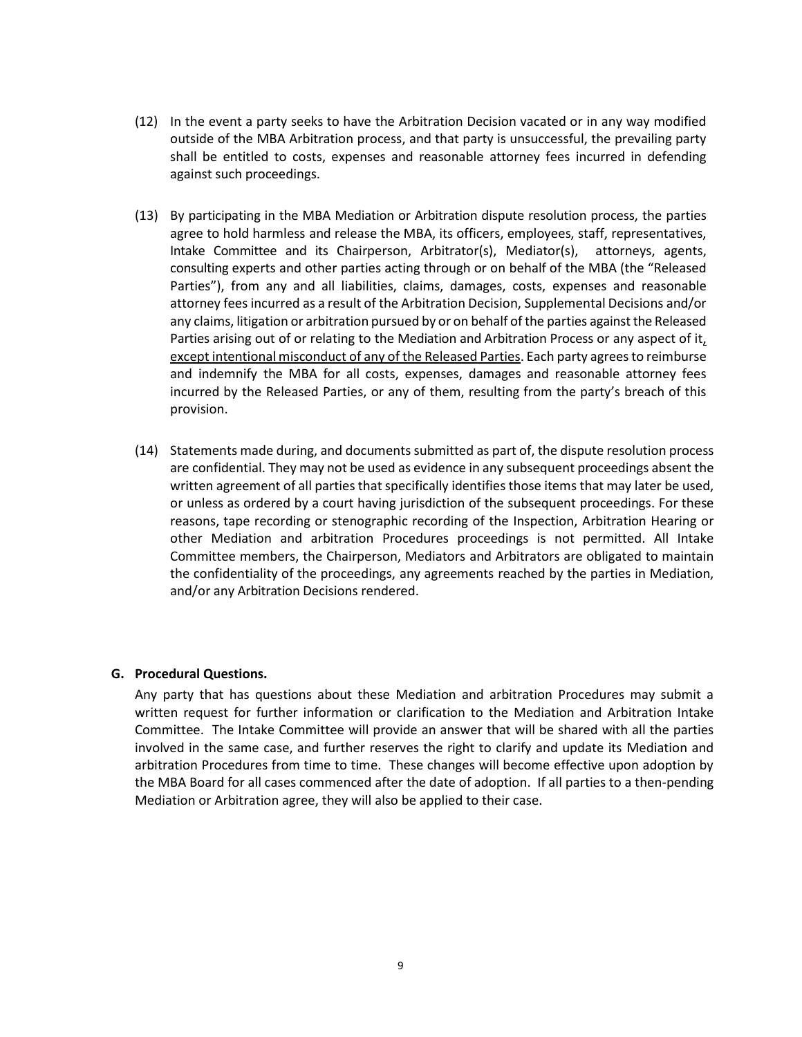(12) In the event a party seeks to have the Arbitration Decision vacated or in any way modified outside of the MBA Arbitration process, and that party is unsuccessful, the prevailing party shall be entitled to costs, expenses and reasonable attorney fees incurred in defending against such proceedings.

(13) By participating in the MBA Mediation or Arbitration dispute resolution process, the parties agree to hold harmless and release the MBA, its officers, employees, staff, representatives, Intake Committee and its Chairperson, Arbitrator(s), Mediator(s), attorneys, agents, consulting experts and other parties acting through or on behalf of the MBA (the "Released Parties"), from any and all liabilities, claims, damages, costs, expenses and reasonable attorney fees incurred as a result of the Arbitration Decision, Supplemental Decisions and/or any claims, litigation or arbitration pursued by or on behalf of the parties against the Released Parties arising out of or relating to the Mediation and Arbitration Process or any aspect of it, <u>except intentional misconduct of any of the Released Parties</u>. Each party agrees to reimburse and indemnify the MBA for all costs, expenses, damages and reasonable attorney fees incurred by the Released Parties, or any of them, resulting from the party's breach of this provision.

(14) Statements made during, and documents submitted as part of, the dispute resolution process are confidential. They may not be used as evidence in any subsequent proceedings absent the written agreement of all parties that specifically identifies those items that may later be used, or unless as ordered by a court having jurisdiction of the subsequent proceedings. For these reasons, tape recording or stenographic recording of the Inspection, Arbitration Hearing or other Mediation and arbitration Procedures proceedings is not permitted. All Intake Committee members, the Chairperson, Mediators and Arbitrators are obligated to maintain the confidentiality of the proceedings, any agreements reached by the parties in Mediation, and/or any Arbitration Decisions rendered.

**G. Procedural Questions.**

Any party that has questions about these Mediation and arbitration Procedures may submit a written request for further information or clarification to the Mediation and Arbitration Intake Committee. The Intake Committee will provide an answer that will be shared with all the parties involved in the same case, and further reserves the right to clarify and update its Mediation and arbitration Procedures from time to time. These changes will become effective upon adoption by the MBA Board for all cases commenced after the date of adoption. If all parties to a then-pending Mediation or Arbitration agree, they will also be applied to their case.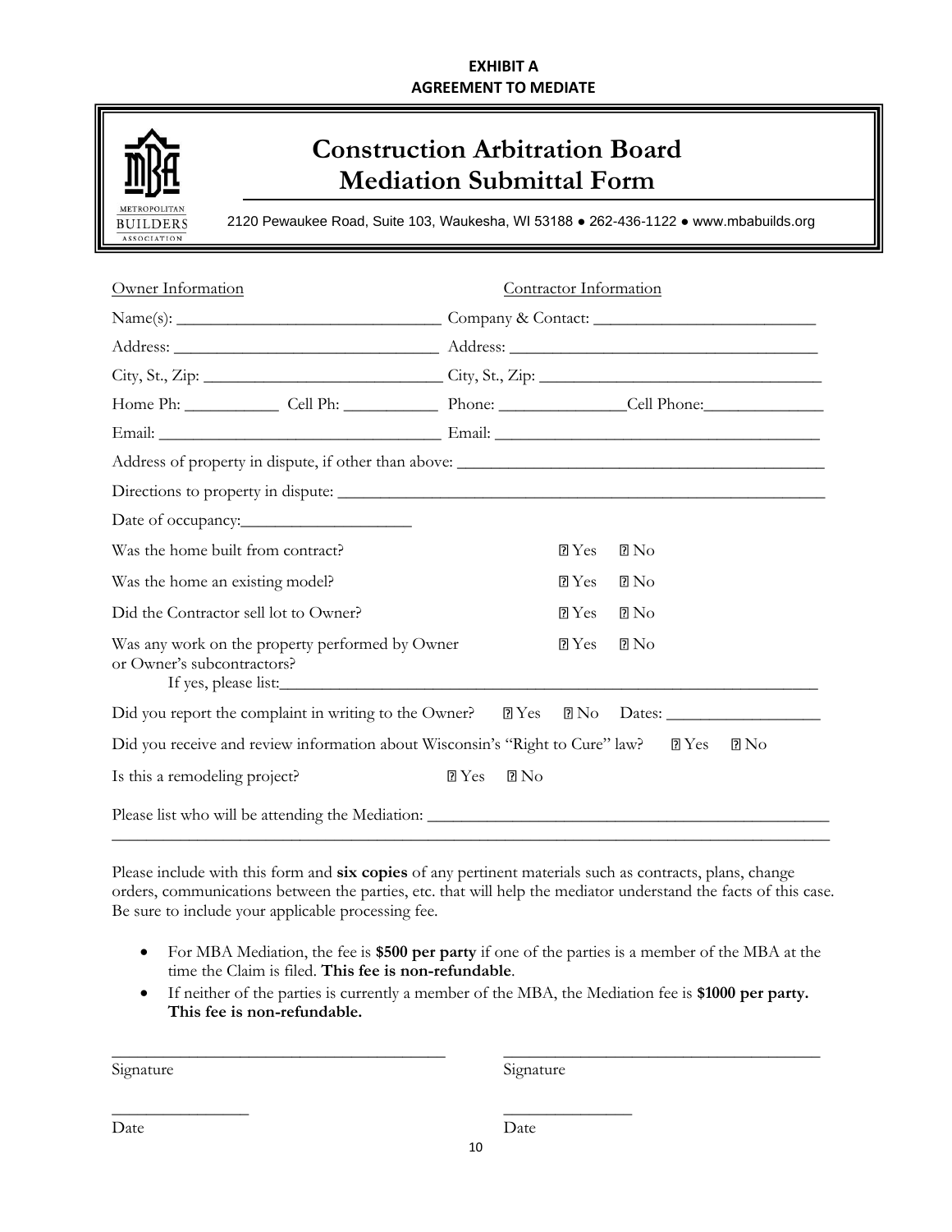**EXHIBIT A**
**AGREEMENT TO MEDIATE**

# Construction Arbitration Board Mediation Submittal Form

METROPOLITAN BUILDERS ASSOCIATION

2120 Pewaukee Road, Suite 103, Waukesha, WI 53188 ● 262-436-1122 ● www.mbabuilds.org

Owner Information | Contractor Information

Name(s): ______________________________ Company & Contact: _________________________

Address: ______________________________ Address: ____________________________________

City, St., Zip: __________________________ City, St., Zip: ________________________________

Home Ph: __________ Cell Ph: __________ Phone: ______________ Cell Phone: ______________

Email: ________________________________ Email: _____________________________________

Address of property in dispute, if other than above: ___________________________________________

Directions to property in dispute: _________________________________________________________

Date of occupancy: ____________________

Was the home built from contract? ☐ Yes ☐ No

Was the home an existing model? ☐ Yes ☐ No

Did the Contractor sell lot to Owner? ☐ Yes ☐ No

Was any work on the property performed by Owner or Owner's subcontractors? ☐ Yes ☐ No

If yes, please list: ______________________________________________________________

Did you report the complaint in writing to the Owner? ☐ Yes ☐ No Dates: __________________

Did you receive and review information about Wisconsin's "Right to Cure" law? ☐ Yes ☐ No

Is this a remodeling project? ☐ Yes ☐ No

Please list who will be attending the Mediation: _______________________________________________

_____________________________________________________________________________________

Please include with this form and **six copies** of any pertinent materials such as contracts, plans, change orders, communications between the parties, etc. that will help the mediator understand the facts of this case. Be sure to include your applicable processing fee.

- For MBA Mediation, the fee is **$500 per party** if one of the parties is a member of the MBA at the time the Claim is filed. **This fee is non-refundable**.
- If neither of the parties is currently a member of the MBA, the Mediation fee is **$1000 per party. This fee is non-refundable.**

_______________________________ _______________________________

Signature Signature

_______________ _______________

Date Date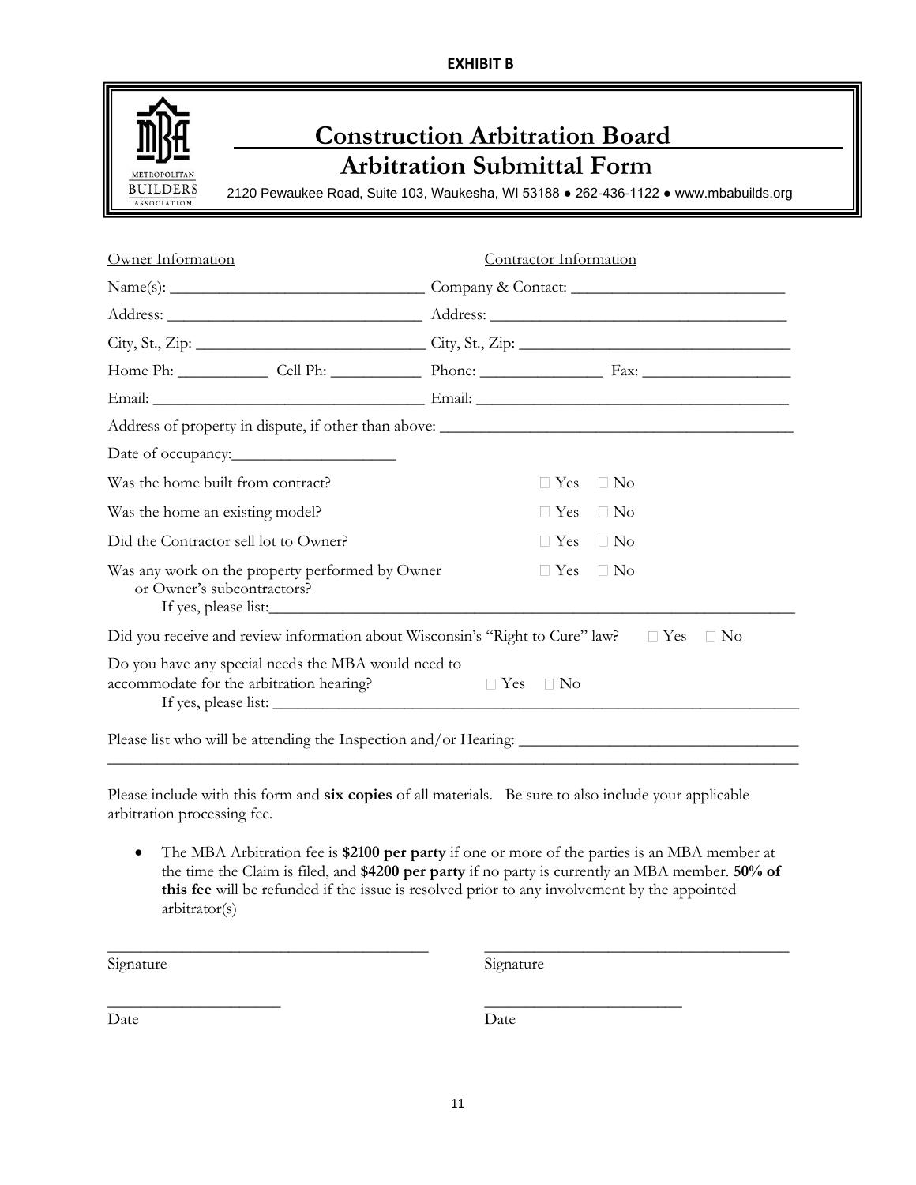**EXHIBIT B**

# Construction Arbitration Board
## Arbitration Submittal Form

2120 Pewaukee Road, Suite 103, Waukesha, WI 53188 ● 262-436-1122 ● www.mbabuilds.org

| Owner Information | Contractor Information |
|---|---|
| Name(s): ______________________________ | Company & Contact: __________________________ |
| Address: ______________________________ | Address: ____________________________________ |
| City, St., Zip: __________________________ | City, St., Zip: ________________________________ |
| Home Ph: ___________ Cell Ph: ___________ | Phone: _______________ Fax: __________________ |
| Email: ________________________________ | Email: ______________________________________ |

Address of property in dispute, if other than above: ___________________________________________

Date of occupancy:____________________

Was the home built from contract? ☐ Yes ☐ No

Was the home an existing model? ☐ Yes ☐ No

Did the Contractor sell lot to Owner? ☐ Yes ☐ No

Was any work on the property performed by Owner or Owner's subcontractors? ☐ Yes ☐ No
If yes, please list:_______________________________________________________________

Did you receive and review information about Wisconsin's "Right to Cure" law? ☐ Yes ☐ No

Do you have any special needs the MBA would need to accommodate for the arbitration hearing? ☐ Yes ☐ No
If yes, please list: _______________________________________________________________

Please list who will be attending the Inspection and/or Hearing: __________________________________
_____________________________________________________________________________________

Please include with this form and **six copies** of all materials. Be sure to also include your applicable arbitration processing fee.

- The MBA Arbitration fee is **$2100 per party** if one or more of the parties is an MBA member at the time the Claim is filed, and **$4200 per party** if no party is currently an MBA member. **50% of this fee** will be refunded if the issue is resolved prior to any involvement by the appointed arbitrator(s)

_______________________________________ _______________________________________
Signature Signature

_____________________ _________________________
Date Date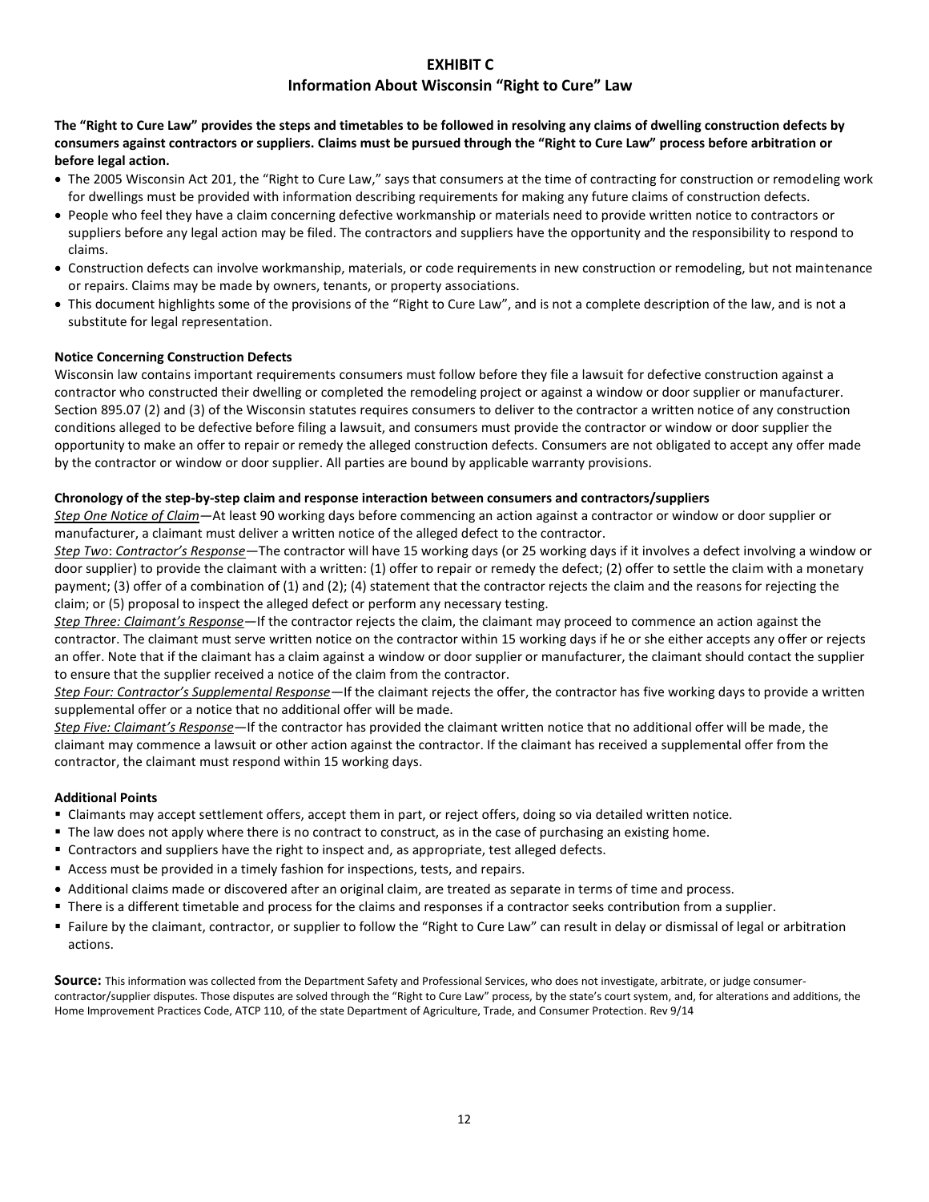# EXHIBIT C

## Information About Wisconsin "Right to Cure" Law

**The "Right to Cure Law" provides the steps and timetables to be followed in resolving any claims of dwelling construction defects by consumers against contractors or suppliers. Claims must be pursued through the "Right to Cure Law" process before arbitration or before legal action.**

- The 2005 Wisconsin Act 201, the "Right to Cure Law," says that consumers at the time of contracting for construction or remodeling work for dwellings must be provided with information describing requirements for making any future claims of construction defects.
- People who feel they have a claim concerning defective workmanship or materials need to provide written notice to contractors or suppliers before any legal action may be filed. The contractors and suppliers have the opportunity and the responsibility to respond to claims.
- Construction defects can involve workmanship, materials, or code requirements in new construction or remodeling, but not maintenance or repairs. Claims may be made by owners, tenants, or property associations.
- This document highlights some of the provisions of the "Right to Cure Law", and is not a complete description of the law, and is not a substitute for legal representation.

**Notice Concerning Construction Defects**

Wisconsin law contains important requirements consumers must follow before they file a lawsuit for defective construction against a contractor who constructed their dwelling or completed the remodeling project or against a window or door supplier or manufacturer. Section 895.07 (2) and (3) of the Wisconsin statutes requires consumers to deliver to the contractor a written notice of any construction conditions alleged to be defective before filing a lawsuit, and consumers must provide the contractor or window or door supplier the opportunity to make an offer to repair or remedy the alleged construction defects. Consumers are not obligated to accept any offer made by the contractor or window or door supplier. All parties are bound by applicable warranty provisions.

**Chronology of the step-by-step claim and response interaction between consumers and contractors/suppliers**

*Step One Notice of Claim*—At least 90 working days before commencing an action against a contractor or window or door supplier or manufacturer, a claimant must deliver a written notice of the alleged defect to the contractor.

*Step Two: Contractor's Response*—The contractor will have 15 working days (or 25 working days if it involves a defect involving a window or door supplier) to provide the claimant with a written: (1) offer to repair or remedy the defect; (2) offer to settle the claim with a monetary payment; (3) offer of a combination of (1) and (2); (4) statement that the contractor rejects the claim and the reasons for rejecting the claim; or (5) proposal to inspect the alleged defect or perform any necessary testing.

*Step Three: Claimant's Response*—If the contractor rejects the claim, the claimant may proceed to commence an action against the contractor. The claimant must serve written notice on the contractor within 15 working days if he or she either accepts any offer or rejects an offer. Note that if the claimant has a claim against a window or door supplier or manufacturer, the claimant should contact the supplier to ensure that the supplier received a notice of the claim from the contractor.

*Step Four: Contractor's Supplemental Response*—If the claimant rejects the offer, the contractor has five working days to provide a written supplemental offer or a notice that no additional offer will be made.

*Step Five: Claimant's Response*—If the contractor has provided the claimant written notice that no additional offer will be made, the claimant may commence a lawsuit or other action against the contractor. If the claimant has received a supplemental offer from the contractor, the claimant must respond within 15 working days.

**Additional Points**

- Claimants may accept settlement offers, accept them in part, or reject offers, doing so via detailed written notice.
- The law does not apply where there is no contract to construct, as in the case of purchasing an existing home.
- Contractors and suppliers have the right to inspect and, as appropriate, test alleged defects.
- Access must be provided in a timely fashion for inspections, tests, and repairs.
- Additional claims made or discovered after an original claim, are treated as separate in terms of time and process.
- There is a different timetable and process for the claims and responses if a contractor seeks contribution from a supplier.
- Failure by the claimant, contractor, or supplier to follow the "Right to Cure Law" can result in delay or dismissal of legal or arbitration actions.

**Source:** This information was collected from the Department Safety and Professional Services, who does not investigate, arbitrate, or judge consumer-contractor/supplier disputes. Those disputes are solved through the "Right to Cure Law" process, by the state's court system, and, for alterations and additions, the Home Improvement Practices Code, ATCP 110, of the state Department of Agriculture, Trade, and Consumer Protection. Rev 9/14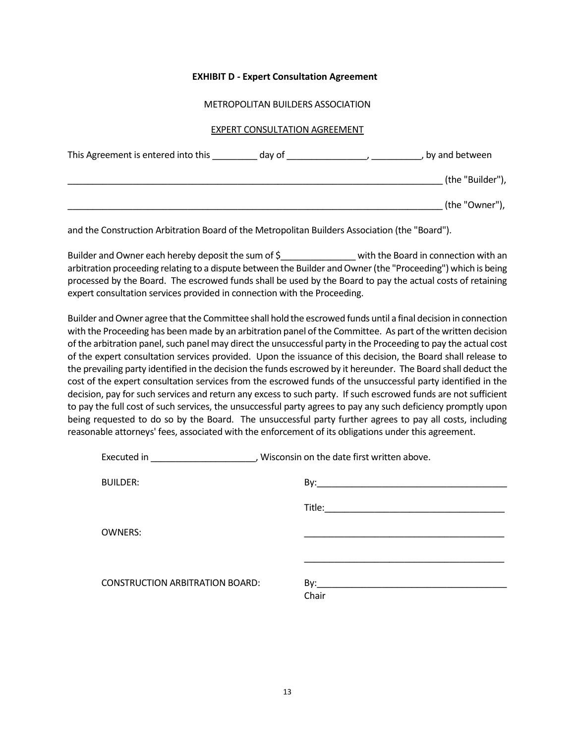**EXHIBIT D - Expert Consultation Agreement**

METROPOLITAN BUILDERS ASSOCIATION

EXPERT CONSULTATION AGREEMENT

This Agreement is entered into this _________ day of ________________, __________, by and between

_____________________________________________________________________________ (the "Builder"),

_____________________________________________________________________________ (the "Owner"),

and the Construction Arbitration Board of the Metropolitan Builders Association (the "Board").

Builder and Owner each hereby deposit the sum of $_______________ with the Board in connection with an arbitration proceeding relating to a dispute between the Builder and Owner (the "Proceeding") which is being processed by the Board. The escrowed funds shall be used by the Board to pay the actual costs of retaining expert consultation services provided in connection with the Proceeding.

Builder and Owner agree that the Committee shall hold the escrowed funds until a final decision in connection with the Proceeding has been made by an arbitration panel of the Committee. As part of the written decision of the arbitration panel, such panel may direct the unsuccessful party in the Proceeding to pay the actual cost of the expert consultation services provided. Upon the issuance of this decision, the Board shall release to the prevailing party identified in the decision the funds escrowed by it hereunder. The Board shall deduct the cost of the expert consultation services from the escrowed funds of the unsuccessful party identified in the decision, pay for such services and return any excess to such party. If such escrowed funds are not sufficient to pay the full cost of such services, the unsuccessful party agrees to pay any such deficiency promptly upon being requested to do so by the Board. The unsuccessful party further agrees to pay all costs, including reasonable attorneys' fees, associated with the enforcement of its obligations under this agreement.

Executed in _____________________, Wisconsin on the date first written above.

BUILDER: By:_______________________________________

Title:_____________________________________

OWNERS: _________________________________________

_________________________________________

CONSTRUCTION ARBITRATION BOARD: By:_______________________________________
Chair